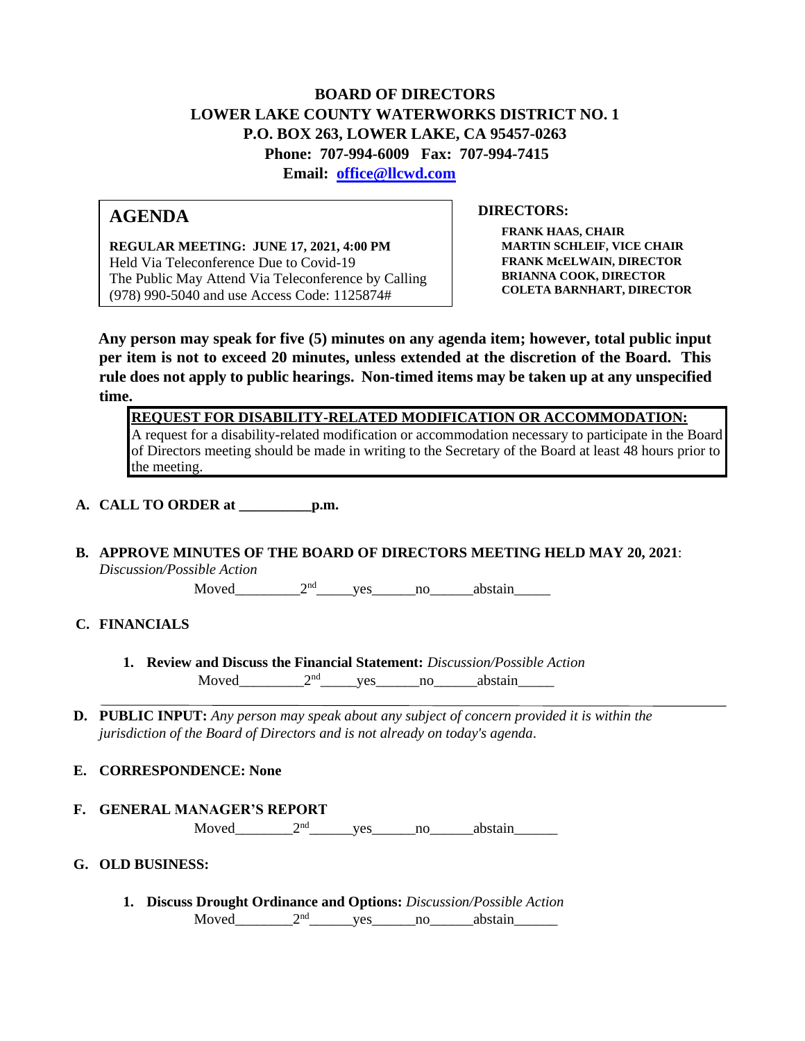# BOARD OF DIRECTORS
# LOWER LAKE COUNTY WATERWORKS DISTRICT NO. 1
## P.O. BOX 263, LOWER LAKE, CA 95457-0263
## Phone: 707-994-6009 Fax: 707-994-7415
## Email: office@llcwd.com

## AGENDA

**REGULAR MEETING: JUNE 17, 2021, 4:00 PM**
Held Via Teleconference Due to Covid-19
The Public May Attend Via Teleconference by Calling (978) 990-5040 and use Access Code: 1125874#

**DIRECTORS:**

**FRANK HAAS, CHAIR**
**MARTIN SCHLEIF, VICE CHAIR**
**FRANK McELWAIN, DIRECTOR**
**BRIANNA COOK, DIRECTOR**
**COLETA BARNHART, DIRECTOR**

**Any person may speak for five (5) minutes on any agenda item; however, total public input per item is not to exceed 20 minutes, unless extended at the discretion of the Board. This rule does not apply to public hearings. Non-timed items may be taken up at any unspecified time.**

**REQUEST FOR DISABILITY-RELATED MODIFICATION OR ACCOMMODATION:**
A request for a disability-related modification or accommodation necessary to participate in the Board of Directors meeting should be made in writing to the Secretary of the Board at least 48 hours prior to the meeting.

**A. CALL TO ORDER at __________p.m.**

**B. APPROVE MINUTES OF THE BOARD OF DIRECTORS MEETING HELD MAY 20, 2021**: *Discussion/Possible Action*

Moved_________2nd_____yes______no______abstain_____

**C. FINANCIALS**

1. **Review and Discuss the Financial Statement:** *Discussion/Possible Action*

   Moved_________2nd_____yes______no______abstain_____

**D. PUBLIC INPUT:** *Any person may speak about any subject of concern provided it is within the jurisdiction of the Board of Directors and is not already on today's agenda*.

**E. CORRESPONDENCE: None**

**F. GENERAL MANAGER'S REPORT**

Moved________2nd______yes______no______abstain______

**G. OLD BUSINESS:**

1. **Discuss Drought Ordinance and Options:** *Discussion/Possible Action*

   Moved________2nd______yes______no______abstain______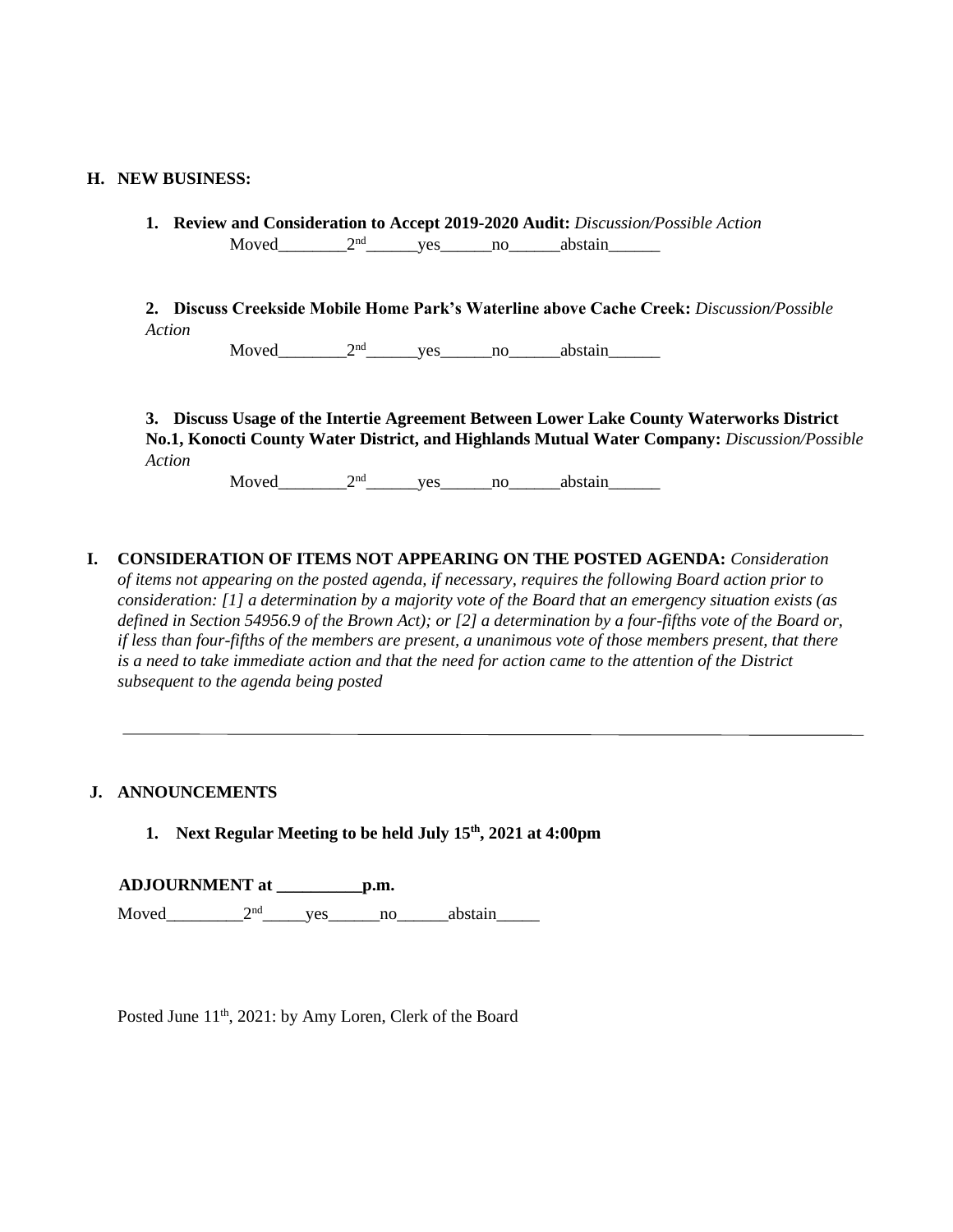**H. NEW BUSINESS:**

1. **Review and Consideration to Accept 2019-2020 Audit:** *Discussion/Possible Action*

   Moved________2nd______yes______no______abstain______

2. **Discuss Creekside Mobile Home Park's Waterline above Cache Creek:** *Discussion/Possible Action*

   Moved________2nd______yes______no______abstain______

3. **Discuss Usage of the Intertie Agreement Between Lower Lake County Waterworks District No.1, Konocti County Water District, and Highlands Mutual Water Company:** *Discussion/Possible Action*

   Moved________2nd______yes______no______abstain______

**I. CONSIDERATION OF ITEMS NOT APPEARING ON THE POSTED AGENDA:** *Consideration of items not appearing on the posted agenda, if necessary, requires the following Board action prior to consideration: [1] a determination by a majority vote of the Board that an emergency situation exists (as defined in Section 54956.9 of the Brown Act); or [2] a determination by a four-fifths vote of the Board or, if less than four-fifths of the members are present, a unanimous vote of those members present, that there is a need to take immediate action and that the need for action came to the attention of the District subsequent to the agenda being posted*

---

**J. ANNOUNCEMENTS**

1. **Next Regular Meeting to be held July 15th, 2021 at 4:00pm**

**ADJOURNMENT at __________p.m.**

Moved_________2nd_____yes______no______abstain_____

Posted June 11th, 2021: by Amy Loren, Clerk of the Board